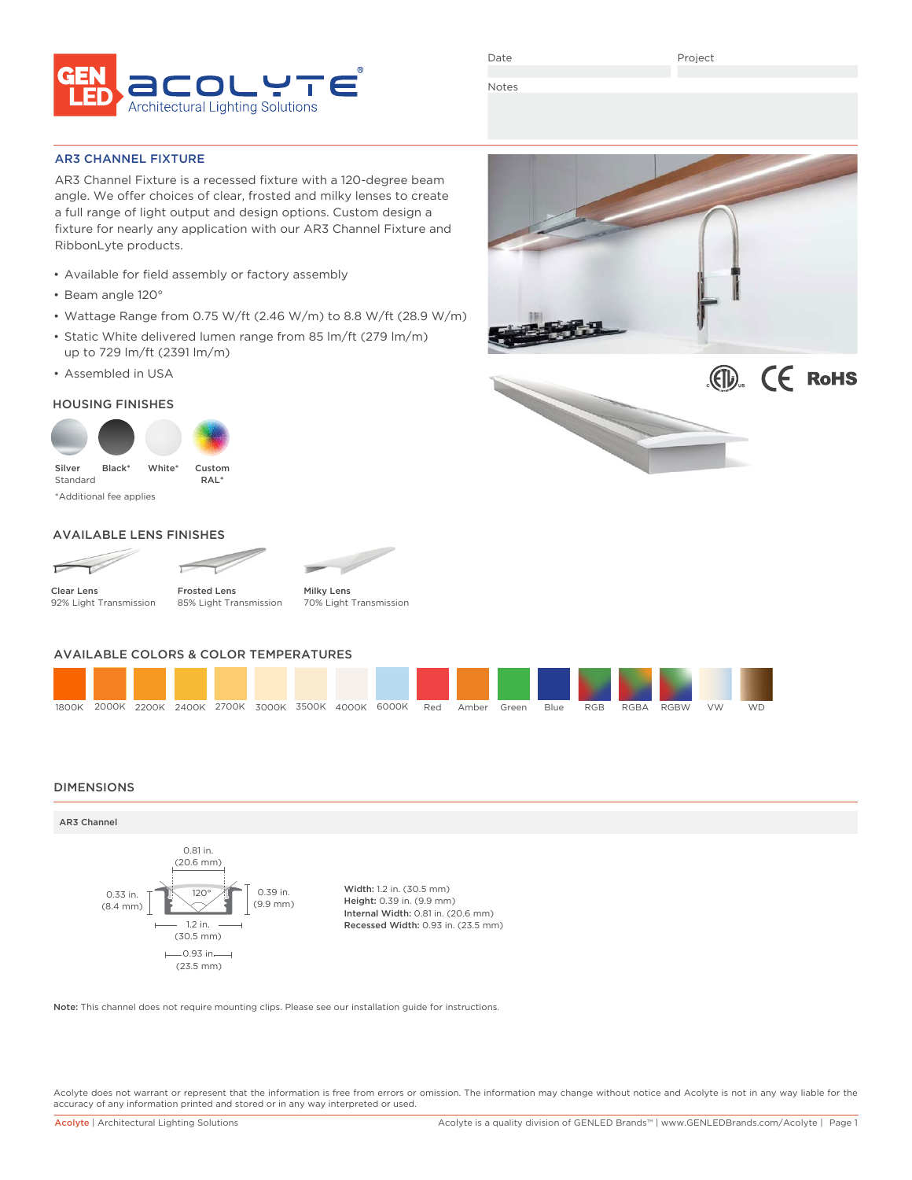Date

Project

Notes

## AR3 CHANNEL FIXTURE

AR3 Channel Fixture is a recessed fixture with a 120-degree beam angle. We offer choices of clear, frosted and milky lenses to create a full range of light output and design options. Custom design a fixture for nearly any application with our AR3 Channel Fixture and RibbonLyte products.

- Available for field assembly or factory assembly
- Beam angle 120°
- Wattage Range from 0.75 W/ft (2.46 W/m) to 8.8 W/ft (28.9 W/m)
- Static White delivered lumen range from 85 lm/ft (279 lm/m) up to 729 lm/ft (2391 lm/m)
- Assembled in USA

### HOUSING FINISHES

Silver Standard | Black* | White* | Custom RAL*

*Additional fee applies

### AVAILABLE LENS FINISHES

**Clear Lens** 92% Light Transmission

**Frosted Lens** 85% Light Transmission

**Milky Lens** 70% Light Transmission

### AVAILABLE COLORS & COLOR TEMPERATURES

1800K | 2000K | 2200K | 2400K | 2700K | 3000K | 3500K | 4000K | 6000K | Red | Amber | Green | Blue | RGB | RGBA | RGBW | VW | WD

## DIMENSIONS

**AR3 Channel**

0.81 in. (20.6 mm)
0.33 in. (8.4 mm)
120°
0.39 in. (9.9 mm)
1.2 in. (30.5 mm)
0.93 in. (23.5 mm)

**Width:** 1.2 in. (30.5 mm)
**Height:** 0.39 in. (9.9 mm)
**Internal Width:** 0.81 in. (20.6 mm)
**Recessed Width:** 0.93 in. (23.5 mm)

**Note:** This channel does not require mounting clips. Please see our installation guide for instructions.

Acolyte does not warrant or represent that the information is free from errors or omission. The information may change without notice and Acolyte is not in any way liable for the accuracy of any information printed and stored or in any way interpreted or used.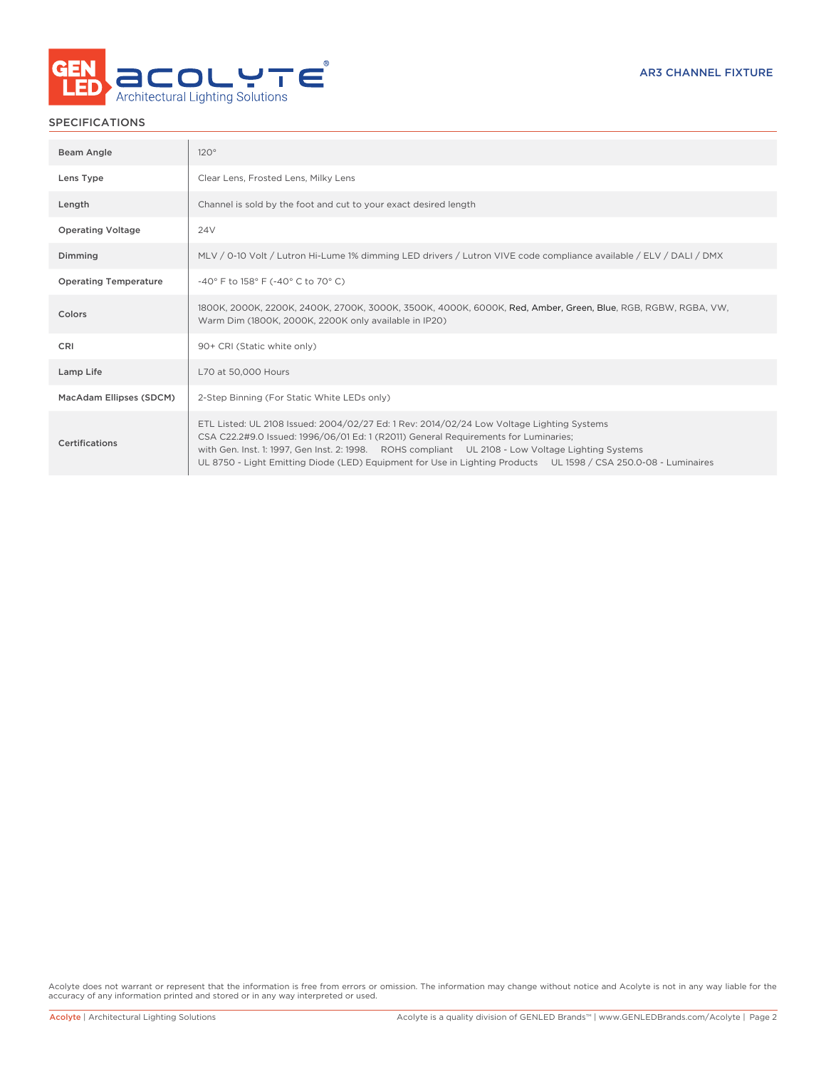## SPECIFICATIONS

| | |
|---|---|
| Beam Angle | 120° |
| Lens Type | Clear Lens, Frosted Lens, Milky Lens |
| Length | Channel is sold by the foot and cut to your exact desired length |
| Operating Voltage | 24V |
| Dimming | MLV / 0-10 Volt / Lutron Hi-Lume 1% dimming LED drivers / Lutron VIVE code compliance available / ELV / DALI / DMX |
| Operating Temperature | -40° F to 158° F (-40° C to 70° C) |
| Colors | 1800K, 2000K, 2200K, 2400K, 2700K, 3000K, 3500K, 4000K, 6000K, Red, Amber, Green, Blue, RGB, RGBW, RGBA, VW, Warm Dim (1800K, 2000K, 2200K only available in IP20) |
| CRI | 90+ CRI (Static white only) |
| Lamp Life | L70 at 50,000 Hours |
| MacAdam Ellipses (SDCM) | 2-Step Binning (For Static White LEDs only) |
| Certifications | ETL Listed: UL 2108 Issued: 2004/02/27 Ed: 1 Rev: 2014/02/24 Low Voltage Lighting Systems<br>CSA C22.2#9.0 Issued: 1996/06/01 Ed: 1 (R2011) General Requirements for Luminaries;<br>with Gen. Inst. 1: 1997, Gen Inst. 2: 1998. ROHS compliant UL 2108 - Low Voltage Lighting Systems<br>UL 8750 - Light Emitting Diode (LED) Equipment for Use in Lighting Products UL 1598 / CSA 250.0-08 - Luminaires |

Acolyte does not warrant or represent that the information is free from errors or omission. The information may change without notice and Acolyte is not in any way liable for the accuracy of any information printed and stored or in any way interpreted or used.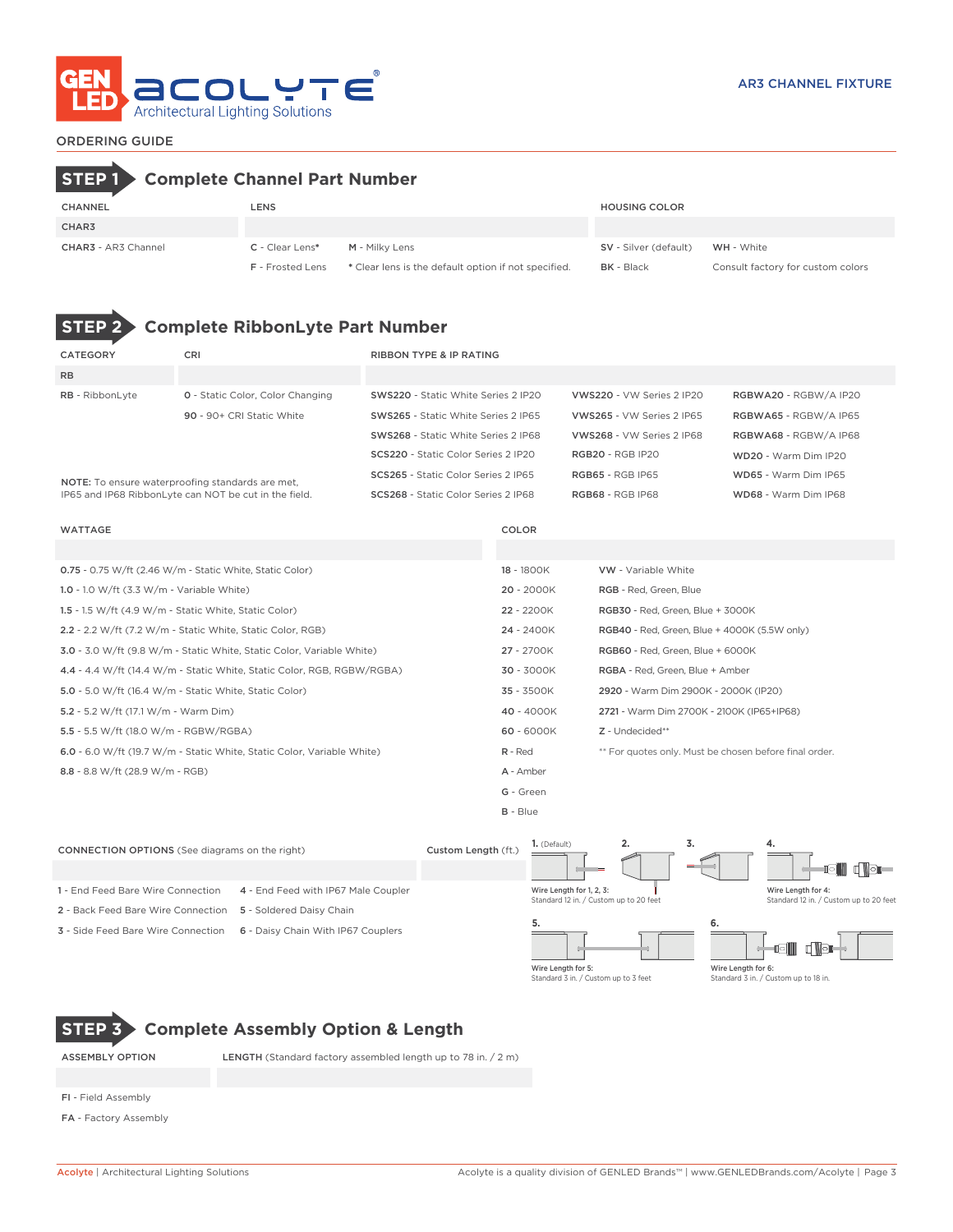# AR3 CHANNEL FIXTURE

## ORDERING GUIDE

### STEP 1 Complete Channel Part Number

| CHANNEL | LENS | | HOUSING COLOR | |
|---|---|---|---|---|
| CHAR3 | | | | |
| **CHAR3** - AR3 Channel | **C** - Clear Lens* | **M** - Milky Lens | **SV** - Silver (default) | **WH** - White |
| | **F** - Frosted Lens | * Clear lens is the default option if not specified. | **BK** - Black | Consult factory for custom colors |

### STEP 2 Complete RibbonLyte Part Number

| CATEGORY | CRI | RIBBON TYPE & IP RATING | | |
|---|---|---|---|---|
| RB | | | | |
| **RB** - RibbonLyte | **0** - Static Color, Color Changing | **SWS220** - Static White Series 2 IP20 | **VWS220** - VW Series 2 IP20 | **RGBWA20** - RGBW/A IP20 |
| | **90** - 90+ CRI Static White | **SWS265** - Static White Series 2 IP65 | **VWS265** - VW Series 2 IP65 | **RGBWA65** - RGBW/A IP65 |
| | | **SWS268** - Static White Series 2 IP68 | **VWS268** - VW Series 2 IP68 | **RGBWA68** - RGBW/A IP68 |
| | | **SCS220** - Static Color Series 2 IP20 | **RGB20** - RGB IP20 | **WD20** - Warm Dim IP20 |
| | | **SCS265** - Static Color Series 2 IP65 | **RGB65** - RGB IP65 | **WD65** - Warm Dim IP65 |
| | | **SCS268** - Static Color Series 2 IP68 | **RGB68** - RGB IP68 | **WD68** - Warm Dim IP68 |

**NOTE:** To ensure waterproofing standards are met, IP65 and IP68 RibbonLyte can NOT be cut in the field.

| WATTAGE | COLOR | |
|---|---|---|
| | | |
| **0.75** - 0.75 W/ft (2.46 W/m - Static White, Static Color) | **18** - 1800K | **VW** - Variable White |
| **1.0** - 1.0 W/ft (3.3 W/m - Variable White) | **20** - 2000K | **RGB** - Red, Green, Blue |
| **1.5** - 1.5 W/ft (4.9 W/m - Static White, Static Color) | **22** - 2200K | **RGB30** - Red, Green, Blue + 3000K |
| **2.2** - 2.2 W/ft (7.2 W/m - Static White, Static Color, RGB) | **24** - 2400K | **RGB40** - Red, Green, Blue + 4000K (5.5W only) |
| **3.0** - 3.0 W/ft (9.8 W/m - Static White, Static Color, Variable White) | **27** - 2700K | **RGB60** - Red, Green, Blue + 6000K |
| **4.4** - 4.4 W/ft (14.4 W/m - Static White, Static Color, RGB, RGBW/RGBA) | **30** - 3000K | **RGBA** - Red, Green, Blue + Amber |
| **5.0** - 5.0 W/ft (16.4 W/m - Static White, Static Color) | **35** - 3500K | **2920** - Warm Dim 2900K - 2000K (IP20) |
| **5.2** - 5.2 W/ft (17.1 W/m - Warm Dim) | **40** - 4000K | **2721** - Warm Dim 2700K - 2100K (IP65+IP68) |
| **5.5** - 5.5 W/ft (18.0 W/m - RGBW/RGBA) | **60** - 6000K | **Z** - Undecided** |
| **6.0** - 6.0 W/ft (19.7 W/m - Static White, Static Color, Variable White) | **R** - Red | ** For quotes only. Must be chosen before final order. |
| **8.8** - 8.8 W/ft (28.9 W/m - RGB) | **A** - Amber | |
| | **G** - Green | |
| | **B** - Blue | |

| CONNECTION OPTIONS (See diagrams on the right) | | Custom Length (ft.) |
|---|---|---|
| | | |
| **1** - End Feed Bare Wire Connection | **4** - End Feed with IP67 Male Coupler | |
| **2** - Back Feed Bare Wire Connection | **5** - Soldered Daisy Chain | |
| **3** - Side Feed Bare Wire Connection | **6** - Daisy Chain With IP67 Couplers | |

1. (Default) 2. 3.
Wire Length for 1, 2, 3:
Standard 12 in. / Custom up to 20 feet

4.
Wire Length for 4:
Standard 12 in. / Custom up to 20 feet

5.
Wire Length for 5:
Standard 3 in. / Custom up to 3 feet

6.
Wire Length for 6:
Standard 3 in. / Custom up to 18 in.

### STEP 3 Complete Assembly Option & Length

| ASSEMBLY OPTION | LENGTH (Standard factory assembled length up to 78 in. / 2 m) |
|---|---|
| | |
| **FI** - Field Assembly | |
| **FA** - Factory Assembly | |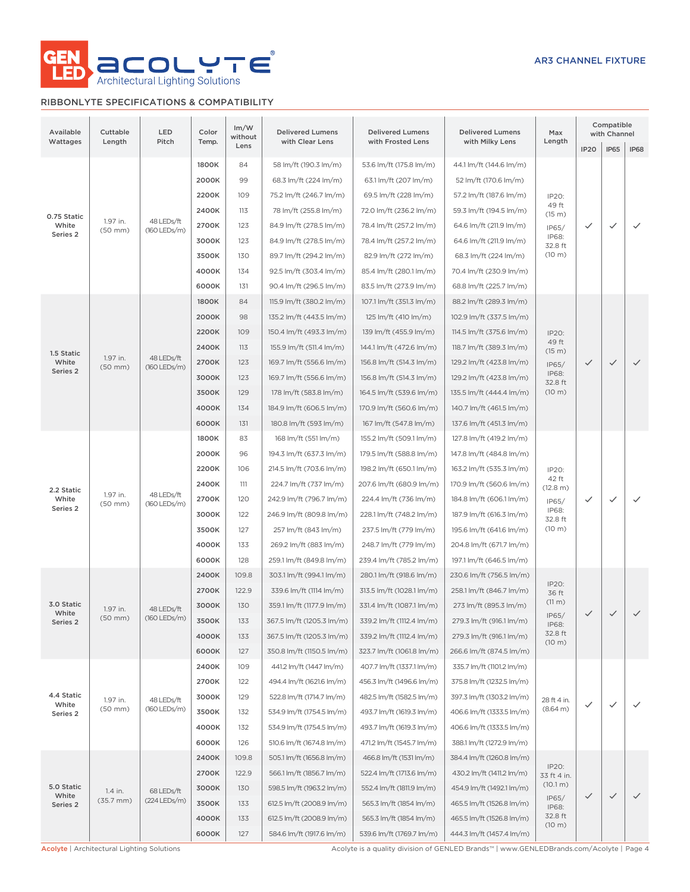AR3 CHANNEL FIXTURE

## RIBBONLYTE SPECIFICATIONS & COMPATIBILITY

| Available Wattages | Cuttable Length | LED Pitch | Color Temp. | lm/W without Lens | Delivered Lumens with Clear Lens | Delivered Lumens with Frosted Lens | Delivered Lumens with Milky Lens | Max Length | Compatible with Channel | | |
|---|---|---|---|---|---|---|---|---|---|---|---|
| | | | | | | | | | IP20 | IP65 | IP68 |
| 0.75 Static White Series 2 | 1.97 in. (50 mm) | 48 LEDs/ft (160 LEDs/m) | 1800K | 84 | 58 lm/ft (190.3 lm/m) | 53.6 lm/ft (175.8 lm/m) | 44.1 lm/ft (144.6 lm/m) | IP20: 49 ft (15 m) IP65/ IP68: 32.8 ft (10 m) | ✓ | ✓ | ✓ |
| | | | 2000K | 99 | 68.3 lm/ft (224 lm/m) | 63.1 lm/ft (207 lm/m) | 52 lm/ft (170.6 lm/m) | | | | |
| | | | 2200K | 109 | 75.2 lm/ft (246.7 lm/m) | 69.5 lm/ft (228 lm/m) | 57.2 lm/ft (187.6 lm/m) | | | | |
| | | | 2400K | 113 | 78 lm/ft (255.8 lm/m) | 72.0 lm/ft (236.2 lm/m) | 59.3 lm/ft (194.5 lm/m) | | | | |
| | | | 2700K | 123 | 84.9 lm/ft (278.5 lm/m) | 78.4 lm/ft (257.2 lm/m) | 64.6 lm/ft (211.9 lm/m) | | | | |
| | | | 3000K | 123 | 84.9 lm/ft (278.5 lm/m) | 78.4 lm/ft (257.2 lm/m) | 64.6 lm/ft (211.9 lm/m) | | | | |
| | | | 3500K | 130 | 89.7 lm/ft (294.2 lm/m) | 82.9 lm/ft (272 lm/m) | 68.3 lm/ft (224 lm/m) | | | | |
| | | | 4000K | 134 | 92.5 lm/ft (303.4 lm/m) | 85.4 lm/ft (280.1 lm/m) | 70.4 lm/ft (230.9 lm/m) | | | | |
| | | | 6000K | 131 | 90.4 lm/ft (296.5 lm/m) | 83.5 lm/ft (273.9 lm/m) | 68.8 lm/ft (225.7 lm/m) | | | | |
| 1.5 Static White Series 2 | 1.97 in. (50 mm) | 48 LEDs/ft (160 LEDs/m) | 1800K | 84 | 115.9 lm/ft (380.2 lm/m) | 107.1 lm/ft (351.3 lm/m) | 88.2 lm/ft (289.3 lm/m) | IP20: 49 ft (15 m) IP65/ IP68: 32.8 ft (10 m) | ✓ | ✓ | ✓ |
| | | | 2000K | 98 | 135.2 lm/ft (443.5 lm/m) | 125 lm/ft (410 lm/m) | 102.9 lm/ft (337.5 lm/m) | | | | |
| | | | 2200K | 109 | 150.4 lm/ft (493.3 lm/m) | 139 lm/ft (455.9 lm/m) | 114.5 lm/ft (375.6 lm/m) | | | | |
| | | | 2400K | 113 | 155.9 lm/ft (511.4 lm/m) | 144.1 lm/ft (472.6 lm/m) | 118.7 lm/ft (389.3 lm/m) | | | | |
| | | | 2700K | 123 | 169.7 lm/ft (556.6 lm/m) | 156.8 lm/ft (514.3 lm/m) | 129.2 lm/ft (423.8 lm/m) | | | | |
| | | | 3000K | 123 | 169.7 lm/ft (556.6 lm/m) | 156.8 lm/ft (514.3 lm/m) | 129.2 lm/ft (423.8 lm/m) | | | | |
| | | | 3500K | 129 | 178 lm/ft (583.8 lm/m) | 164.5 lm/ft (539.6 lm/m) | 135.5 lm/ft (444.4 lm/m) | | | | |
| | | | 4000K | 134 | 184.9 lm/ft (606.5 lm/m) | 170.9 lm/ft (560.6 lm/m) | 140.7 lm/ft (461.5 lm/m) | | | | |
| | | | 6000K | 131 | 180.8 lm/ft (593 lm/m) | 167 lm/ft (547.8 lm/m) | 137.6 lm/ft (451.3 lm/m) | | | | |
| 2.2 Static White Series 2 | 1.97 in. (50 mm) | 48 LEDs/ft (160 LEDs/m) | 1800K | 83 | 168 lm/ft (551 lm/m) | 155.2 lm/ft (509.1 lm/m) | 127.8 lm/ft (419.2 lm/m) | IP20: 42 ft (12.8 m) IP65/ IP68: 32.8 ft (10 m) | ✓ | ✓ | ✓ |
| | | | 2000K | 96 | 194.3 lm/ft (637.3 lm/m) | 179.5 lm/ft (588.8 lm/m) | 147.8 lm/ft (484.8 lm/m) | | | | |
| | | | 2200K | 106 | 214.5 lm/ft (703.6 lm/m) | 198.2 lm/ft (650.1 lm/m) | 163.2 lm/ft (535.3 lm/m) | | | | |
| | | | 2400K | 111 | 224.7 lm/ft (737 lm/m) | 207.6 lm/ft (680.9 lm/m) | 170.9 lm/ft (560.6 lm/m) | | | | |
| | | | 2700K | 120 | 242.9 lm/ft (796.7 lm/m) | 224.4 lm/ft (736 lm/m) | 184.8 lm/ft (606.1 lm/m) | | | | |
| | | | 3000K | 122 | 246.9 lm/ft (809.8 lm/m) | 228.1 lm/ft (748.2 lm/m) | 187.9 lm/ft (616.3 lm/m) | | | | |
| | | | 3500K | 127 | 257 lm/ft (843 lm/m) | 237.5 lm/ft (779 lm/m) | 195.6 lm/ft (641.6 lm/m) | | | | |
| | | | 4000K | 133 | 269.2 lm/ft (883 lm/m) | 248.7 lm/ft (779 lm/m) | 204.8 lm/ft (671.7 lm/m) | | | | |
| | | | 6000K | 128 | 259.1 lm/ft (849.8 lm/m) | 239.4 lm/ft (785.2 lm/m) | 197.1 lm/ft (646.5 lm/m) | | | | |
| 3.0 Static White Series 2 | 1.97 in. (50 mm) | 48 LEDs/ft (160 LEDs/m) | 2400K | 109.8 | 303.1 lm/ft (994.1 lm/m) | 280.1 lm/ft (918.6 lm/m) | 230.6 lm/ft (756.5 lm/m) | IP20: 36 ft (11 m) IP65/ IP68: 32.8 ft (10 m) | ✓ | ✓ | ✓ |
| | | | 2700K | 122.9 | 339.6 lm/ft (1114 lm/m) | 313.5 lm/ft (1028.1 lm/m) | 258.1 lm/ft (846.7 lm/m) | | | | |
| | | | 3000K | 130 | 359.1 lm/ft (1177.9 lm/m) | 331.4 lm/ft (1087.1 lm/m) | 273 lm/ft (895.3 lm/m) | | | | |
| | | | 3500K | 133 | 367.5 lm/ft (1205.3 lm/m) | 339.2 lm/ft (1112.4 lm/m) | 279.3 lm/ft (916.1 lm/m) | | | | |
| | | | 4000K | 133 | 367.5 lm/ft (1205.3 lm/m) | 339.2 lm/ft (1112.4 lm/m) | 279.3 lm/ft (916.1 lm/m) | | | | |
| | | | 6000K | 127 | 350.8 lm/ft (1150.5 lm/m) | 323.7 lm/ft (1061.8 lm/m) | 266.6 lm/ft (874.5 lm/m) | | | | |
| 4.4 Static White Series 2 | 1.97 in. (50 mm) | 48 LEDs/ft (160 LEDs/m) | 2400K | 109 | 441.2 lm/ft (1447 lm/m) | 407.7 lm/ft (1337.1 lm/m) | 335.7 lm/ft (1101.2 lm/m) | 28 ft 4 in. (8.64 m) | ✓ | ✓ | ✓ |
| | | | 2700K | 122 | 494.4 lm/ft (1621.6 lm/m) | 456.3 lm/ft (1496.6 lm/m) | 375.8 lm/ft (1232.5 lm/m) | | | | |
| | | | 3000K | 129 | 522.8 lm/ft (1714.7 lm/m) | 482.5 lm/ft (1582.5 lm/m) | 397.3 lm/ft (1303.2 lm/m) | | | | |
| | | | 3500K | 132 | 534.9 lm/ft (1754.5 lm/m) | 493.7 lm/ft (1619.3 lm/m) | 406.6 lm/ft (1333.5 lm/m) | | | | |
| | | | 4000K | 132 | 534.9 lm/ft (1754.5 lm/m) | 493.7 lm/ft (1619.3 lm/m) | 406.6 lm/ft (1333.5 lm/m) | | | | |
| | | | 6000K | 126 | 510.6 lm/ft (1674.8 lm/m) | 471.2 lm/ft (1545.7 lm/m) | 388.1 lm/ft (1272.9 lm/m) | | | | |
| 5.0 Static White Series 2 | 1.4 in. (35.7 mm) | 68 LEDs/ft (224 LEDs/m) | 2400K | 109.8 | 505.1 lm/ft (1656.8 lm/m) | 466.8 lm/ft (1531 lm/m) | 384.4 lm/ft (1260.8 lm/m) | IP20: 33 ft 4 in. (10.1 m) IP65/ IP68: 32.8 ft (10 m) | ✓ | ✓ | ✓ |
| | | | 2700K | 122.9 | 566.1 lm/ft (1856.7 lm/m) | 522.4 lm/ft (1713.6 lm/m) | 430.2 lm/ft (1411.2 lm/m) | | | | |
| | | | 3000K | 130 | 598.5 lm/ft (1963.2 lm/m) | 552.4 lm/ft (1811.9 lm/m) | 454.9 lm/ft (1492.1 lm/m) | | | | |
| | | | 3500K | 133 | 612.5 lm/ft (2008.9 lm/m) | 565.3 lm/ft (1854 lm/m) | 465.5 lm/ft (1526.8 lm/m) | | | | |
| | | | 4000K | 133 | 612.5 lm/ft (2008.9 lm/m) | 565.3 lm/ft (1854 lm/m) | 465.5 lm/ft (1526.8 lm/m) | | | | |
| | | | 6000K | 127 | 584.6 lm/ft (1917.6 lm/m) | 539.6 lm/ft (1769.7 lm/m) | 444.3 lm/ft (1457.4 lm/m) | | | | |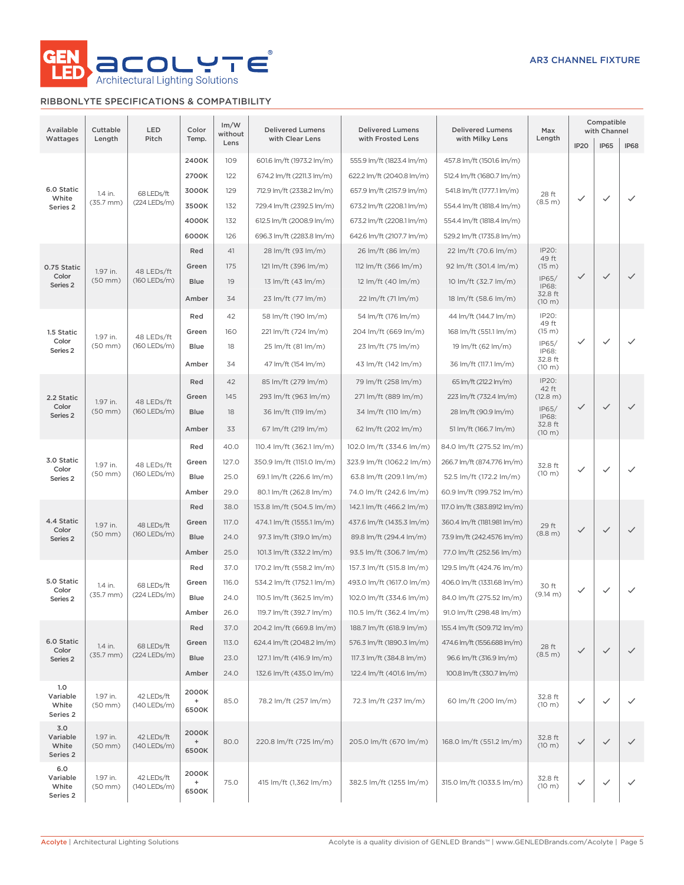GEN LED | acolyte® Architectural Lighting Solutions

AR3 CHANNEL FIXTURE

## RIBBONLYTE SPECIFICATIONS & COMPATIBILITY

| Available Wattages | Cuttable Length | LED Pitch | Color Temp. | lm/W without Lens | Delivered Lumens with Clear Lens | Delivered Lumens with Frosted Lens | Delivered Lumens with Milky Lens | Max Length | Compatible with Channel | | |
|---|---|---|---|---|---|---|---|---|---|---|---|
| | | | | | | | | | IP20 | IP65 | IP68 |
| 6.0 Static White Series 2 | 1.4 in. (35.7 mm) | 68 LEDs/ft (224 LEDs/m) | 2400K | 109 | 601.6 lm/ft (1973.2 lm/m) | 555.9 lm/ft (1823.4 lm/m) | 457.8 lm/ft (1501.6 lm/m) | 28 ft (8.5 m) | ✓ | ✓ | ✓ |
| | | | 2700K | 122 | 674.2 lm/ft (2211.3 lm/m) | 622.2 lm/ft (2040.8 lm/m) | 512.4 lm/ft (1680.7 lm/m) | | | | |
| | | | 3000K | 129 | 712.9 lm/ft (2338.2 lm/m) | 657.9 lm/ft (2157.9 lm/m) | 541.8 lm/ft (1777.1 lm/m) | | | | |
| | | | 3500K | 132 | 729.4 lm/ft (2392.5 lm/m) | 673.2 lm/ft (2208.1 lm/m) | 554.4 lm/ft (1818.4 lm/m) | | | | |
| | | | 4000K | 132 | 612.5 lm/ft (2008.9 lm/m) | 673.2 lm/ft (2208.1 lm/m) | 554.4 lm/ft (1818.4 lm/m) | | | | |
| | | | 6000K | 126 | 696.3 lm/ft (2283.8 lm/m) | 642.6 lm/ft (2107.7 lm/m) | 529.2 lm/ft (1735.8 lm/m) | | | | |
| 0.75 Static Color Series 2 | 1.97 in. (50 mm) | 48 LEDs/ft (160 LEDs/m) | Red | 41 | 28 lm/ft (93 lm/m) | 26 lm/ft (86 lm/m) | 22 lm/ft (70.6 lm/m) | IP20: 49 ft (15 m) IP65/ IP68: 32.8 ft (10 m) | ✓ | ✓ | ✓ |
| | | | Green | 175 | 121 lm/ft (396 lm/m) | 112 lm/ft (366 lm/m) | 92 lm/ft (301.4 lm/m) | | | | |
| | | | Blue | 19 | 13 lm/ft (43 lm/m) | 12 lm/ft (40 lm/m) | 10 lm/ft (32.7 lm/m) | | | | |
| | | | Amber | 34 | 23 lm/ft (77 lm/m) | 22 lm/ft (71 lm/m) | 18 lm/ft (58.6 lm/m) | | | | |
| 1.5 Static Color Series 2 | 1.97 in. (50 mm) | 48 LEDs/ft (160 LEDs/m) | Red | 42 | 58 lm/ft (190 lm/m) | 54 lm/ft (176 lm/m) | 44 lm/ft (144.7 lm/m) | IP20: 49 ft (15 m) IP65/ IP68: 32.8 ft (10 m) | ✓ | ✓ | ✓ |
| | | | Green | 160 | 221 lm/ft (724 lm/m) | 204 lm/ft (669 lm/m) | 168 lm/ft (551.1 lm/m) | | | | |
| | | | Blue | 18 | 25 lm/ft (81 lm/m) | 23 lm/ft (75 lm/m) | 19 lm/ft (62 lm/m) | | | | |
| | | | Amber | 34 | 47 lm/ft (154 lm/m) | 43 lm/ft (142 lm/m) | 36 lm/ft (117.1 lm/m) | | | | |
| 2.2 Static Color Series 2 | 1.97 in. (50 mm) | 48 LEDs/ft (160 LEDs/m) | Red | 42 | 85 lm/ft (279 lm/m) | 79 lm/ft (258 lm/m) | 65 lm/ft (212.2 lm/m) | IP20: 42 ft (12.8 m) IP65/ IP68: 32.8 ft (10 m) | ✓ | ✓ | ✓ |
| | | | Green | 145 | 293 lm/ft (963 lm/m) | 271 lm/ft (889 lm/m) | 223 lm/ft (732.4 lm/m) | | | | |
| | | | Blue | 18 | 36 lm/ft (119 lm/m) | 34 lm/ft (110 lm/m) | 28 lm/ft (90.9 lm/m) | | | | |
| | | | Amber | 33 | 67 lm/ft (219 lm/m) | 62 lm/ft (202 lm/m) | 51 lm/ft (166.7 lm/m) | | | | |
| 3.0 Static Color Series 2 | 1.97 in. (50 mm) | 48 LEDs/ft (160 LEDs/m) | Red | 40.0 | 110.4 lm/ft (362.1 lm/m) | 102.0 lm/ft (334.6 lm/m) | 84.0 lm/ft (275.52 lm/m) | 32.8 ft (10 m) | ✓ | ✓ | ✓ |
| | | | Green | 127.0 | 350.9 lm/ft (1151.0 lm/m) | 323.9 lm/ft (1062.2 lm/m) | 266.7 lm/ft (874.776 lm/m) | | | | |
| | | | Blue | 25.0 | 69.1 lm/ft (226.6 lm/m) | 63.8 lm/ft (209.1 lm/m) | 52.5 lm/ft (172.2 lm/m) | | | | |
| | | | Amber | 29.0 | 80.1 lm/ft (262.8 lm/m) | 74.0 lm/ft (242.6 lm/m) | 60.9 lm/ft (199.752 lm/m) | | | | |
| 4.4 Static Color Series 2 | 1.97 in. (50 mm) | 48 LEDs/ft (160 LEDs/m) | Red | 38.0 | 153.8 lm/ft (504.5 lm/m) | 142.1 lm/ft (466.2 lm/m) | 117.0 lm/ft (383.8912 lm/m) | 29 ft (8.8 m) | ✓ | ✓ | ✓ |
| | | | Green | 117.0 | 474.1 lm/ft (1555.1 lm/m) | 437.6 lm/ft (1435.3 lm/m) | 360.4 lm/ft (1181.981 lm/m) | | | | |
| | | | Blue | 24.0 | 97.3 lm/ft (319.0 lm/m) | 89.8 lm/ft (294.4 lm/m) | 73.9 lm/ft (242.4576 lm/m) | | | | |
| | | | Amber | 25.0 | 101.3 lm/ft (332.2 lm/m) | 93.5 lm/ft (306.7 lm/m) | 77.0 lm/ft (252.56 lm/m) | | | | |
| 5.0 Static Color Series 2 | 1.4 in. (35.7 mm) | 68 LEDs/ft (224 LEDs/m) | Red | 37.0 | 170.2 lm/ft (558.2 lm/m) | 157.3 lm/ft (515.8 lm/m) | 129.5 lm/ft (424.76 lm/m) | 30 ft (9.14 m) | ✓ | ✓ | ✓ |
| | | | Green | 116.0 | 534.2 lm/ft (1752.1 lm/m) | 493.0 lm/ft (1617.0 lm/m) | 406.0 lm/ft (1331.68 lm/m) | | | | |
| | | | Blue | 24.0 | 110.5 lm/ft (362.5 lm/m) | 102.0 lm/ft (334.6 lm/m) | 84.0 lm/ft (275.52 lm/m) | | | | |
| | | | Amber | 26.0 | 119.7 lm/ft (392.7 lm/m) | 110.5 lm/ft (362.4 lm/m) | 91.0 lm/ft (298.48 lm/m) | | | | |
| 6.0 Static Color Series 2 | 1.4 in. (35.7 mm) | 68 LEDs/ft (224 LEDs/m) | Red | 37.0 | 204.2 lm/ft (669.8 lm/m) | 188.7 lm/ft (618.9 lm/m) | 155.4 lm/ft (509.712 lm/m) | 28 ft (8.5 m) | ✓ | ✓ | ✓ |
| | | | Green | 113.0 | 624.4 lm/ft (2048.2 lm/m) | 576.3 lm/ft (1890.3 lm/m) | 474.6 lm/ft (1556.688 lm/m) | | | | |
| | | | Blue | 23.0 | 127.1 lm/ft (416.9 lm/m) | 117.3 lm/ft (384.8 lm/m) | 96.6 lm/ft (316.9 lm/m) | | | | |
| | | | Amber | 24.0 | 132.6 lm/ft (435.0 lm/m) | 122.4 lm/ft (401.6 lm/m) | 100.8 lm/ft (330.7 lm/m) | | | | |
| 1.0 Variable White Series 2 | 1.97 in. (50 mm) | 42 LEDs/ft (140 LEDs/m) | 2000K + 6500K | 85.0 | 78.2 lm/ft (257 lm/m) | 72.3 lm/ft (237 lm/m) | 60 lm/ft (200 lm/m) | 32.8 ft (10 m) | ✓ | ✓ | ✓ |
| 3.0 Variable White Series 2 | 1.97 in. (50 mm) | 42 LEDs/ft (140 LEDs/m) | 2000K + 6500K | 80.0 | 220.8 lm/ft (725 lm/m) | 205.0 lm/ft (670 lm/m) | 168.0 lm/ft (551.2 lm/m) | 32.8 ft (10 m) | ✓ | ✓ | ✓ |
| 6.0 Variable White Series 2 | 1.97 in. (50 mm) | 42 LEDs/ft (140 LEDs/m) | 2000K + 6500K | 75.0 | 415 lm/ft (1,362 lm/m) | 382.5 lm/ft (1255 lm/m) | 315.0 lm/ft (1033.5 lm/m) | 32.8 ft (10 m) | ✓ | ✓ | ✓ |

Acolyte | Architectural Lighting Solutions — Acolyte is a quality division of GENLED Brands™ | www.GENLEDBrands.com/Acolyte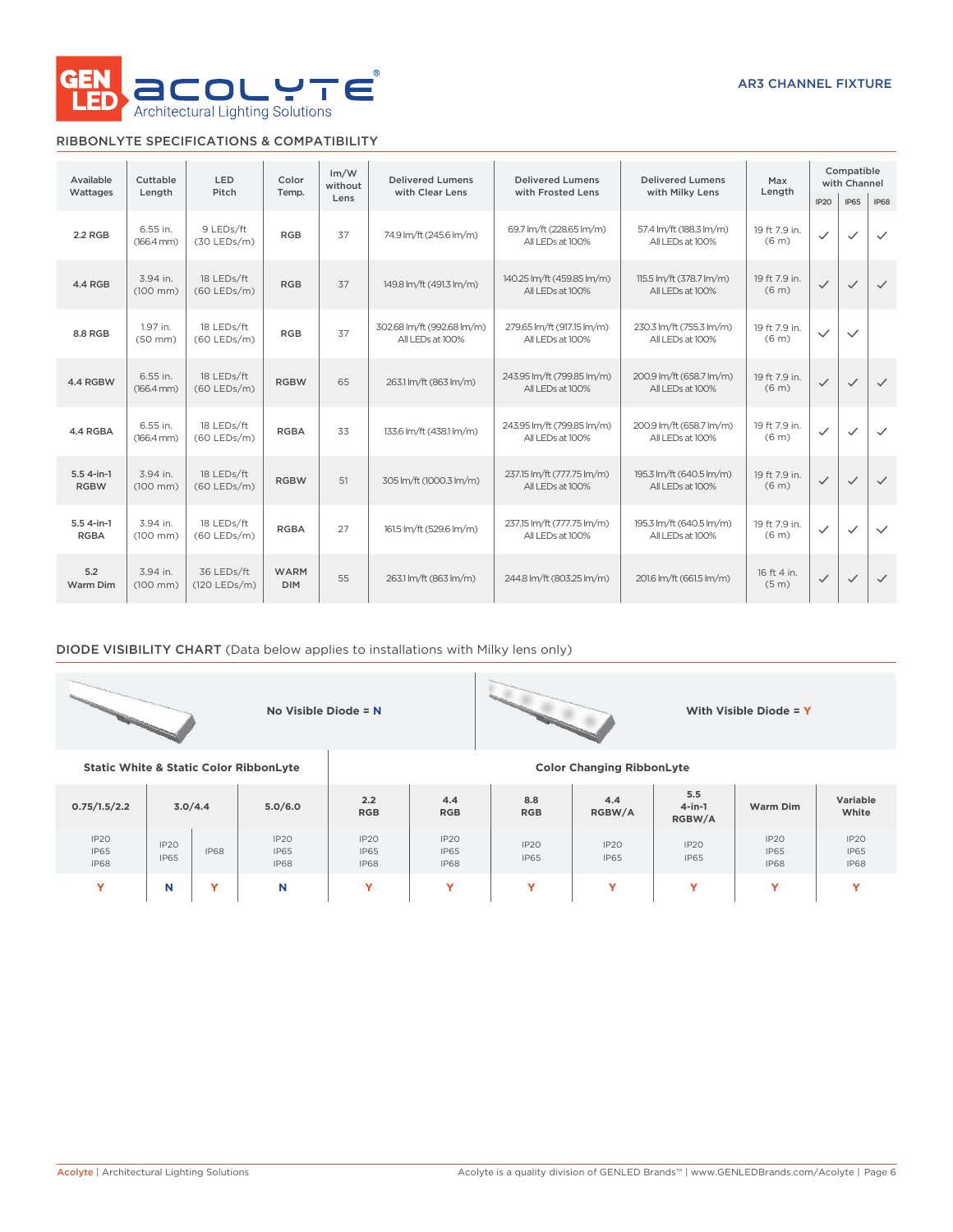AR3 CHANNEL FIXTURE

## RIBBONLYTE SPECIFICATIONS & COMPATIBILITY

| Available Wattages | Cuttable Length | LED Pitch | Color Temp. | lm/W without Lens | Delivered Lumens with Clear Lens | Delivered Lumens with Frosted Lens | Delivered Lumens with Milky Lens | Max Length | Compatible with Channel | | |
|---|---|---|---|---|---|---|---|---|---|---|---|
| | | | | | | | | | IP20 | IP65 | IP68 |
| 2.2 RGB | 6.55 in. (166.4 mm) | 9 LEDs/ft (30 LEDs/m) | RGB | 37 | 74.9 lm/ft (245.6 lm/m) | 69.7 lm/ft (228.65 lm/m) All LEDs at 100% | 57.4 lm/ft (188.3 lm/m) All LEDs at 100% | 19 ft 7.9 in. (6 m) | ✓ | ✓ | ✓ |
| 4.4 RGB | 3.94 in. (100 mm) | 18 LEDs/ft (60 LEDs/m) | RGB | 37 | 149.8 lm/ft (491.3 lm/m) | 140.25 lm/ft (459.85 lm/m) All LEDs at 100% | 115.5 lm/ft (378.7 lm/m) All LEDs at 100% | 19 ft 7.9 in. (6 m) | ✓ | ✓ | ✓ |
| 8.8 RGB | 1.97 in. (50 mm) | 18 LEDs/ft (60 LEDs/m) | RGB | 37 | 302.68 lm/ft (992.68 lm/m) All LEDs at 100% | 279.65 lm/ft (917.15 lm/m) All LEDs at 100% | 230.3 lm/ft (755.3 lm/m) All LEDs at 100% | 19 ft 7.9 in. (6 m) | ✓ | ✓ | |
| 4.4 RGBW | 6.55 in. (166.4 mm) | 18 LEDs/ft (60 LEDs/m) | RGBW | 65 | 263.1 lm/ft (863 lm/m) | 243.95 lm/ft (799.85 lm/m) All LEDs at 100% | 200.9 lm/ft (658.7 lm/m) All LEDs at 100% | 19 ft 7.9 in. (6 m) | ✓ | ✓ | ✓ |
| 4.4 RGBA | 6.55 in. (166.4 mm) | 18 LEDs/ft (60 LEDs/m) | RGBA | 33 | 133.6 lm/ft (438.1 lm/m) | 243.95 lm/ft (799.85 lm/m) All LEDs at 100% | 200.9 lm/ft (658.7 lm/m) All LEDs at 100% | 19 ft 7.9 in. (6 m) | ✓ | ✓ | ✓ |
| 5.5 4-in-1 RGBW | 3.94 in. (100 mm) | 18 LEDs/ft (60 LEDs/m) | RGBW | 51 | 305 lm/ft (1000.3 lm/m) | 237.15 lm/ft (777.75 lm/m) All LEDs at 100% | 195.3 lm/ft (640.5 lm/m) All LEDs at 100% | 19 ft 7.9 in. (6 m) | ✓ | ✓ | ✓ |
| 5.5 4-in-1 RGBA | 3.94 in. (100 mm) | 18 LEDs/ft (60 LEDs/m) | RGBA | 27 | 161.5 lm/ft (529.6 lm/m) | 237.15 lm/ft (777.75 lm/m) All LEDs at 100% | 195.3 lm/ft (640.5 lm/m) All LEDs at 100% | 19 ft 7.9 in. (6 m) | ✓ | ✓ | ✓ |
| 5.2 Warm Dim | 3.94 in. (100 mm) | 36 LEDs/ft (120 LEDs/m) | WARM DIM | 55 | 263.1 lm/ft (863 lm/m) | 244.8 lm/ft (803.25 lm/m) | 201.6 lm/ft (661.5 lm/m) | 16 ft 4 in. (5 m) | ✓ | ✓ | ✓ |

## DIODE VISIBILITY CHART (Data below applies to installations with Milky lens only)

No Visible Diode = N | With Visible Diode = Y

| Static White & Static Color RibbonLyte | | | | Color Changing RibbonLyte | | | | | | |
|---|---|---|---|---|---|---|---|---|---|---|
| 0.75/1.5/2.2 | 3.0/4.4 | | 5.0/6.0 | 2.2 RGB | 4.4 RGB | 8.8 RGB | 4.4 RGBW/A | 5.5 4-in-1 RGBW/A | Warm Dim | Variable White |
| IP20 IP65 IP68 | IP20 IP65 | IP68 | IP20 IP65 IP68 | IP20 IP65 IP68 | IP20 IP65 IP68 | IP20 IP65 | IP20 IP65 | IP20 IP65 | IP20 IP65 IP68 | IP20 IP65 IP68 |
| Y | N | Y | N | Y | Y | Y | Y | Y | Y | Y |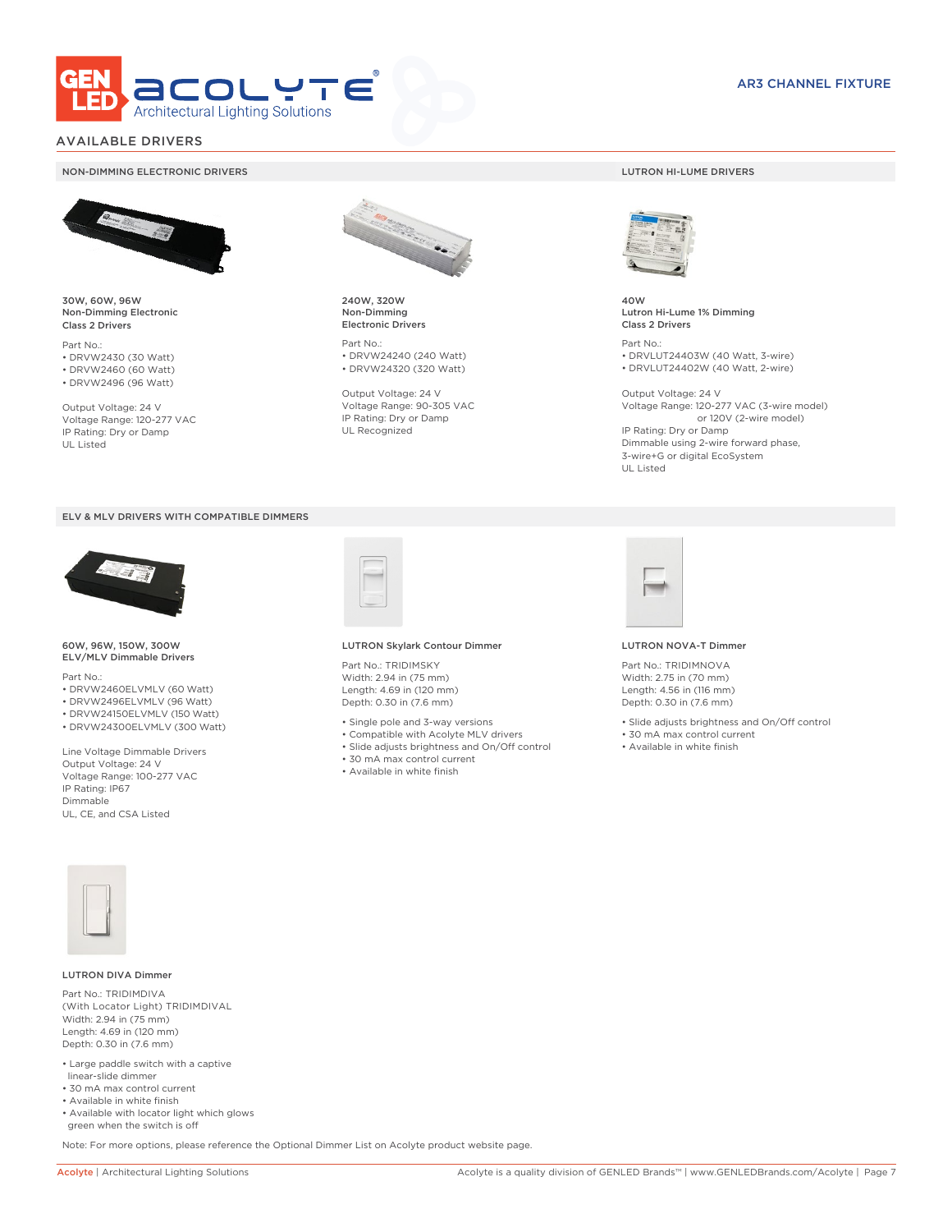## AVAILABLE DRIVERS

### NON-DIMMING ELECTRONIC DRIVERS

**30W, 60W, 96W**
**Non-Dimming Electronic**
**Class 2 Drivers**

Part No.:
- DRVW2430 (30 Watt)
- DRVW2460 (60 Watt)
- DRVW2496 (96 Watt)

Output Voltage: 24 V
Voltage Range: 120-277 VAC
IP Rating: Dry or Damp
UL Listed

**240W, 320W**
**Non-Dimming**
**Electronic Drivers**

Part No.:
- DRVW24240 (240 Watt)
- DRVW24320 (320 Watt)

Output Voltage: 24 V
Voltage Range: 90-305 VAC
IP Rating: Dry or Damp
UL Recognized

### LUTRON HI-LUME DRIVERS

**40W**
**Lutron Hi-Lume 1% Dimming**
**Class 2 Drivers**

Part No.:
- DRVLUT24403W (40 Watt, 3-wire)
- DRVLUT24402W (40 Watt, 2-wire)

Output Voltage: 24 V
Voltage Range: 120-277 VAC (3-wire model) or 120V (2-wire model)
IP Rating: Dry or Damp
Dimmable using 2-wire forward phase, 3-wire+G or digital EcoSystem
UL Listed

### ELV & MLV DRIVERS WITH COMPATIBLE DIMMERS

**60W, 96W, 150W, 300W**
**ELV/MLV Dimmable Drivers**

Part No.:
- DRVW2460ELVMLV (60 Watt)
- DRVW2496ELVMLV (96 Watt)
- DRVW24150ELVMLV (150 Watt)
- DRVW24300ELVMLV (300 Watt)

Line Voltage Dimmable Drivers
Output Voltage: 24 V
Voltage Range: 100-277 VAC
IP Rating: IP67
Dimmable
UL, CE, and CSA Listed

**LUTRON Skylark Contour Dimmer**

Part No.: TRIDIMSKY
Width: 2.94 in (75 mm)
Length: 4.69 in (120 mm)
Depth: 0.30 in (7.6 mm)

- Single pole and 3-way versions
- Compatible with Acolyte MLV drivers
- Slide adjusts brightness and On/Off control
- 30 mA max control current
- Available in white finish

**LUTRON NOVA-T Dimmer**

Part No.: TRIDIMNOVA
Width: 2.75 in (70 mm)
Length: 4.56 in (116 mm)
Depth: 0.30 in (7.6 mm)

- Slide adjusts brightness and On/Off control
- 30 mA max control current
- Available in white finish

**LUTRON DIVA Dimmer**

Part No.: TRIDIMDIVA
(With Locator Light) TRIDIMDIVAL
Width: 2.94 in (75 mm)
Length: 4.69 in (120 mm)
Depth: 0.30 in (7.6 mm)

- Large paddle switch with a captive linear-slide dimmer
- 30 mA max control current
- Available in white finish
- Available with locator light which glows green when the switch is off

Note: For more options, please reference the Optional Dimmer List on Acolyte product website page.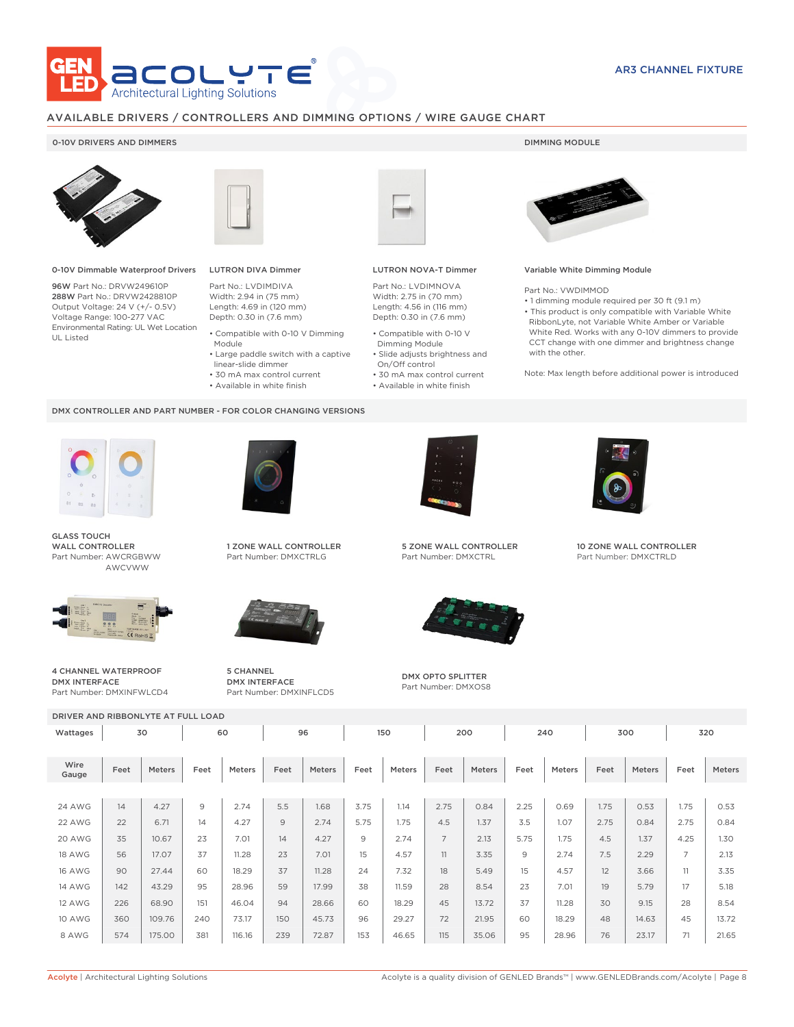AR3 CHANNEL FIXTURE

## AVAILABLE DRIVERS / CONTROLLERS AND DIMMING OPTIONS / WIRE GAUGE CHART

### 0-10V DRIVERS AND DIMMERS

**0-10V Dimmable Waterproof Drivers**

**96W** Part No.: DRVW249610P
**288W** Part No.: DRVW2428810P
Output Voltage: 24 V (+/- 0.5V)
Voltage Range: 100-277 VAC
Environmental Rating: UL Wet Location
UL Listed

**LUTRON DIVA Dimmer**

Part No.: LVDIMDIVA
Width: 2.94 in (75 mm)
Length: 4.69 in (120 mm)
Depth: 0.30 in (7.6 mm)

- Compatible with 0-10 V Dimming Module
- Large paddle switch with a captive linear-slide dimmer
- 30 mA max control current
- Available in white finish

**LUTRON NOVA-T Dimmer**

Part No.: LVDIMNOVA
Width: 2.75 in (70 mm)
Length: 4.56 in (116 mm)
Depth: 0.30 in (7.6 mm)

- Compatible with 0-10 V Dimming Module
- Slide adjusts brightness and On/Off control
- 30 mA max control current
- Available in white finish

### DIMMING MODULE

**Variable White Dimming Module**

Part No.: VWDIMMOD
- 1 dimming module required per 30 ft (9.1 m)
- This product is only compatible with Variable White RibbonLyte, not Variable White Amber or Variable White Red. Works with any 0-10V dimmers to provide CCT change with one dimmer and brightness change with the other.

Note: Max length before additional power is introduced

### DMX CONTROLLER AND PART NUMBER - FOR COLOR CHANGING VERSIONS

**GLASS TOUCH WALL CONTROLLER**
Part Number: AWCRGBWW
AWCVWW

**1 ZONE WALL CONTROLLER**
Part Number: DMXCTRLG

**5 ZONE WALL CONTROLLER**
Part Number: DMXCTRL

**10 ZONE WALL CONTROLLER**
Part Number: DMXCTRLD

**4 CHANNEL WATERPROOF DMX INTERFACE**
Part Number: DMXINFWLCD4

**5 CHANNEL DMX INTERFACE**
Part Number: DMXINFLCD5

**DMX OPTO SPLITTER**
Part Number: DMXOS8

### DRIVER AND RIBBONLYTE AT FULL LOAD

| Wattages | 30 | | 60 | | 96 | | 150 | | 200 | | 240 | | 300 | | 320 | |
|---|---|---|---|---|---|---|---|---|---|---|---|---|---|---|---|---|
| Wire Gauge | Feet | Meters | Feet | Meters | Feet | Meters | Feet | Meters | Feet | Meters | Feet | Meters | Feet | Meters | Feet | Meters |
| 24 AWG | 14 | 4.27 | 9 | 2.74 | 5.5 | 1.68 | 3.75 | 1.14 | 2.75 | 0.84 | 2.25 | 0.69 | 1.75 | 0.53 | 1.75 | 0.53 |
| 22 AWG | 22 | 6.71 | 14 | 4.27 | 9 | 2.74 | 5.75 | 1.75 | 4.5 | 1.37 | 3.5 | 1.07 | 2.75 | 0.84 | 2.75 | 0.84 |
| 20 AWG | 35 | 10.67 | 23 | 7.01 | 14 | 4.27 | 9 | 2.74 | 7 | 2.13 | 5.75 | 1.75 | 4.5 | 1.37 | 4.25 | 1.30 |
| 18 AWG | 56 | 17.07 | 37 | 11.28 | 23 | 7.01 | 15 | 4.57 | 11 | 3.35 | 9 | 2.74 | 7.5 | 2.29 | 7 | 2.13 |
| 16 AWG | 90 | 27.44 | 60 | 18.29 | 37 | 11.28 | 24 | 7.32 | 18 | 5.49 | 15 | 4.57 | 12 | 3.66 | 11 | 3.35 |
| 14 AWG | 142 | 43.29 | 95 | 28.96 | 59 | 17.99 | 38 | 11.59 | 28 | 8.54 | 23 | 7.01 | 19 | 5.79 | 17 | 5.18 |
| 12 AWG | 226 | 68.90 | 151 | 46.04 | 94 | 28.66 | 60 | 18.29 | 45 | 13.72 | 37 | 11.28 | 30 | 9.15 | 28 | 8.54 |
| 10 AWG | 360 | 109.76 | 240 | 73.17 | 150 | 45.73 | 96 | 29.27 | 72 | 21.95 | 60 | 18.29 | 48 | 14.63 | 45 | 13.72 |
| 8 AWG | 574 | 175.00 | 381 | 116.16 | 239 | 72.87 | 153 | 46.65 | 115 | 35.06 | 95 | 28.96 | 76 | 23.17 | 71 | 21.65 |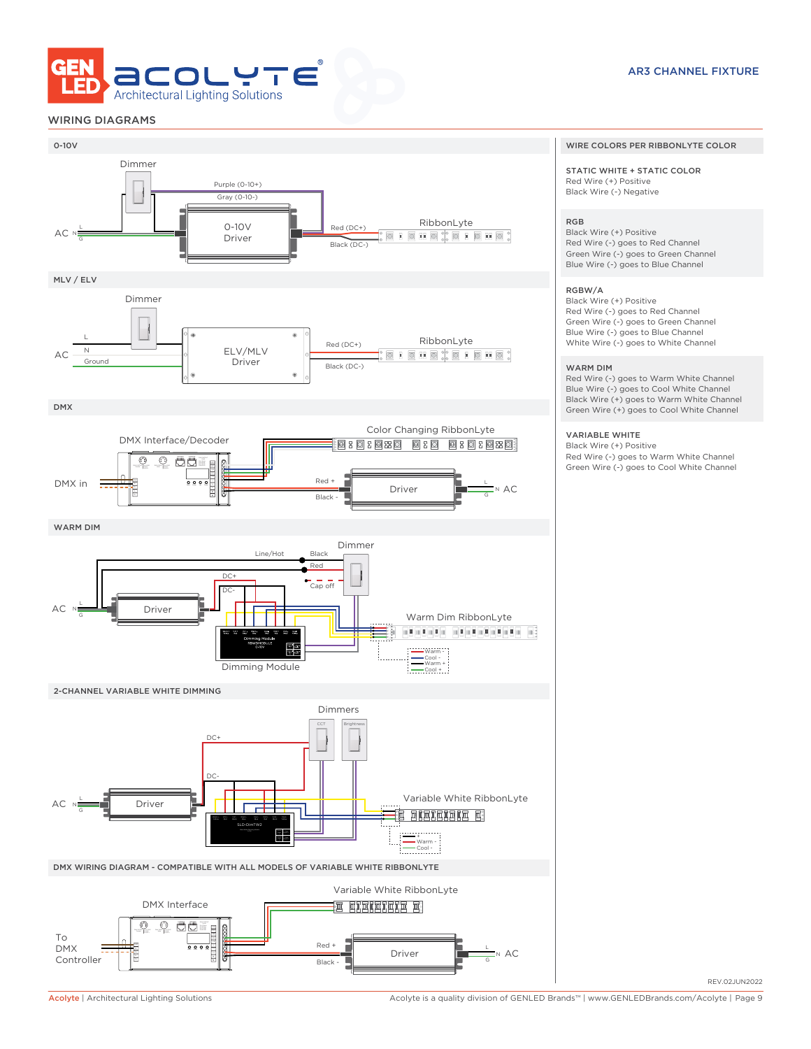# AR3 CHANNEL FIXTURE

## WIRING DIAGRAMS

### 0-10V

Dimmer
Purple (0-10+)
Gray (0-10-)
AC L N G
0-10V Driver
Red (DC+)
Black (DC-)
RibbonLyte

### MLV / ELV

Dimmer
AC L N Ground
ELV/MLV Driver
Red (DC+)
Black (DC-)
RibbonLyte

### DMX

DMX Interface/Decoder
Color Changing RibbonLyte
DMX in
Red +
Black -
Driver
L N G AC

### WARM DIM

Dimmer
Line/Hot
Black
Red
Cap off
DC+
DC-
AC L N G
Driver
Warm Dim RibbonLyte
Dimming Module
Warm -
Cool -
Warm +
Cool +

### 2-CHANNEL VARIABLE WHITE DIMMING

Dimmers
CCT
Brightness
DC+
DC-
AC L N G
Driver
Variable White RibbonLyte
Warm -
Cool -

### DMX WIRING DIAGRAM - COMPATIBLE WITH ALL MODELS OF VARIABLE WHITE RIBBONLYTE

DMX Interface
Variable White RibbonLyte
To DMX Controller
Red +
Black -
Driver
L N G AC

## WIRE COLORS PER RIBBONLYTE COLOR

**STATIC WHITE + STATIC COLOR**
Red Wire (+) Positive
Black Wire (-) Negative

**RGB**
Black Wire (+) Positive
Red Wire (-) goes to Red Channel
Green Wire (-) goes to Green Channel
Blue Wire (-) goes to Blue Channel

**RGBW/A**
Black Wire (+) Positive
Red Wire (-) goes to Red Channel
Green Wire (-) goes to Green Channel
Blue Wire (-) goes to Blue Channel
White Wire (-) goes to White Channel

**WARM DIM**
Red Wire (-) goes to Warm White Channel
Blue Wire (-) goes to Cool White Channel
Black Wire (+) goes to Warm White Channel
Green Wire (+) goes to Cool White Channel

**VARIABLE WHITE**
Black Wire (+) Positive
Red Wire (-) goes to Warm White Channel
Green Wire (-) goes to Cool White Channel

REV.02JUN2022